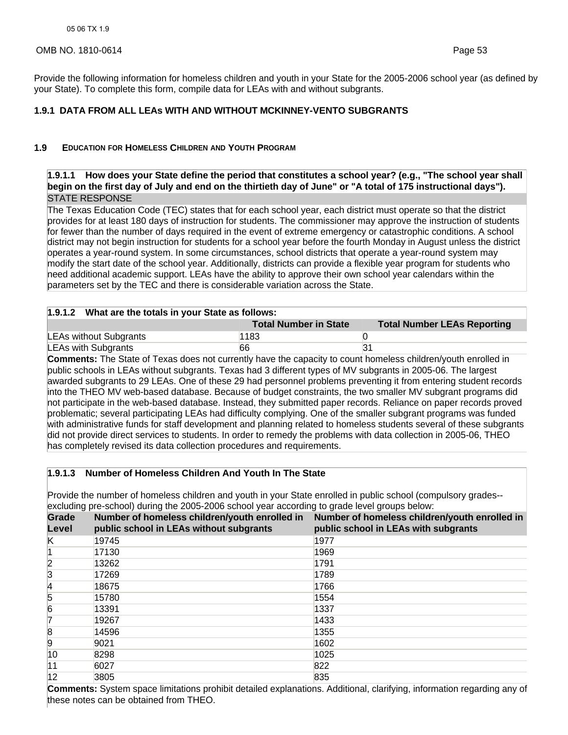Provide the following information for homeless children and youth in your State for the 2005-2006 school year (as defined by your State). To complete this form, compile data for LEAs with and without subgrants.

### 1.9.1 DATA FROM ALL LEAs WITH AND WITHOUT MCKINNEY-VENTO SUBGRANTS

## 1.9 EDUCATION FOR HOMELESS CHILDREN AND YOUTH PROGRAM

**1.9.1.1 How does your State define the period that constitutes a school year? (e.g., "The school year shall begin on the first day of July and end on the thirtieth day of June" or "A total of 175 instructional days").**

STATE RESPONSE

The Texas Education Code (TEC) states that for each school year, each district must operate so that the district provides for at least 180 days of instruction for students. The commissioner may approve the instruction of students for fewer than the number of days required in the event of extreme emergency or catastrophic conditions. A school district may not begin instruction for students for a school year before the fourth Monday in August unless the district operates a year-round system. In some circumstances, school districts that operate a year-round system may modify the start date of the school year. Additionally, districts can provide a flexible year program for students who need additional academic support. LEAs have the ability to approve their own school year calendars within the parameters set by the TEC and there is considerable variation across the State.

**1.9.1.2 What are the totals in your State as follows:**

| | Total Number in State | Total Number LEAs Reporting |
|---|---|---|
| LEAs without Subgrants | 1183 | 0 |
| LEAs with Subgrants | 66 | 31 |

**Comments:** The State of Texas does not currently have the capacity to count homeless children/youth enrolled in public schools in LEAs without subgrants. Texas had 3 different types of MV subgrants in 2005-06. The largest awarded subgrants to 29 LEAs. One of these 29 had personnel problems preventing it from entering student records into the THEO MV web-based database. Because of budget constraints, the two smaller MV subgrant programs did not participate in the web-based database. Instead, they submitted paper records. Reliance on paper records proved problematic; several participating LEAs had difficulty complying. One of the smaller subgrant programs was funded with administrative funds for staff development and planning related to homeless students several of these subgrants did not provide direct services to students. In order to remedy the problems with data collection in 2005-06, THEO has completely revised its data collection procedures and requirements.

**1.9.1.3 Number of Homeless Children And Youth In The State**

Provide the number of homeless children and youth in your State enrolled in public school (compulsory grades--excluding pre-school) during the 2005-2006 school year according to grade level groups below:

| Grade Level | Number of homeless children/youth enrolled in public school in LEAs without subgrants | Number of homeless children/youth enrolled in public school in LEAs with subgrants |
|---|---|---|
| K | 19745 | 1977 |
| 1 | 17130 | 1969 |
| 2 | 13262 | 1791 |
| 3 | 17269 | 1789 |
| 4 | 18675 | 1766 |
| 5 | 15780 | 1554 |
| 6 | 13391 | 1337 |
| 7 | 19267 | 1433 |
| 8 | 14596 | 1355 |
| 9 | 9021 | 1602 |
| 10 | 8298 | 1025 |
| 11 | 6027 | 822 |
| 12 | 3805 | 835 |

**Comments:** System space limitations prohibit detailed explanations. Additional, clarifying, information regarding any of these notes can be obtained from THEO.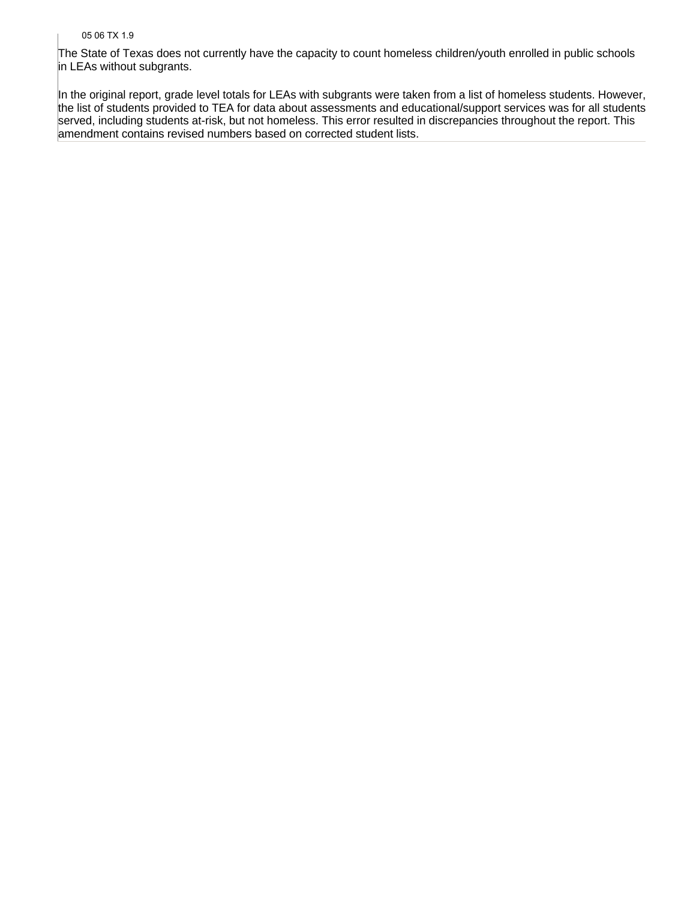05 06 TX 1.9

The State of Texas does not currently have the capacity to count homeless children/youth enrolled in public schools in LEAs without subgrants.

In the original report, grade level totals for LEAs with subgrants were taken from a list of homeless students. However, the list of students provided to TEA for data about assessments and educational/support services was for all students served, including students at-risk, but not homeless. This error resulted in discrepancies throughout the report. This amendment contains revised numbers based on corrected student lists.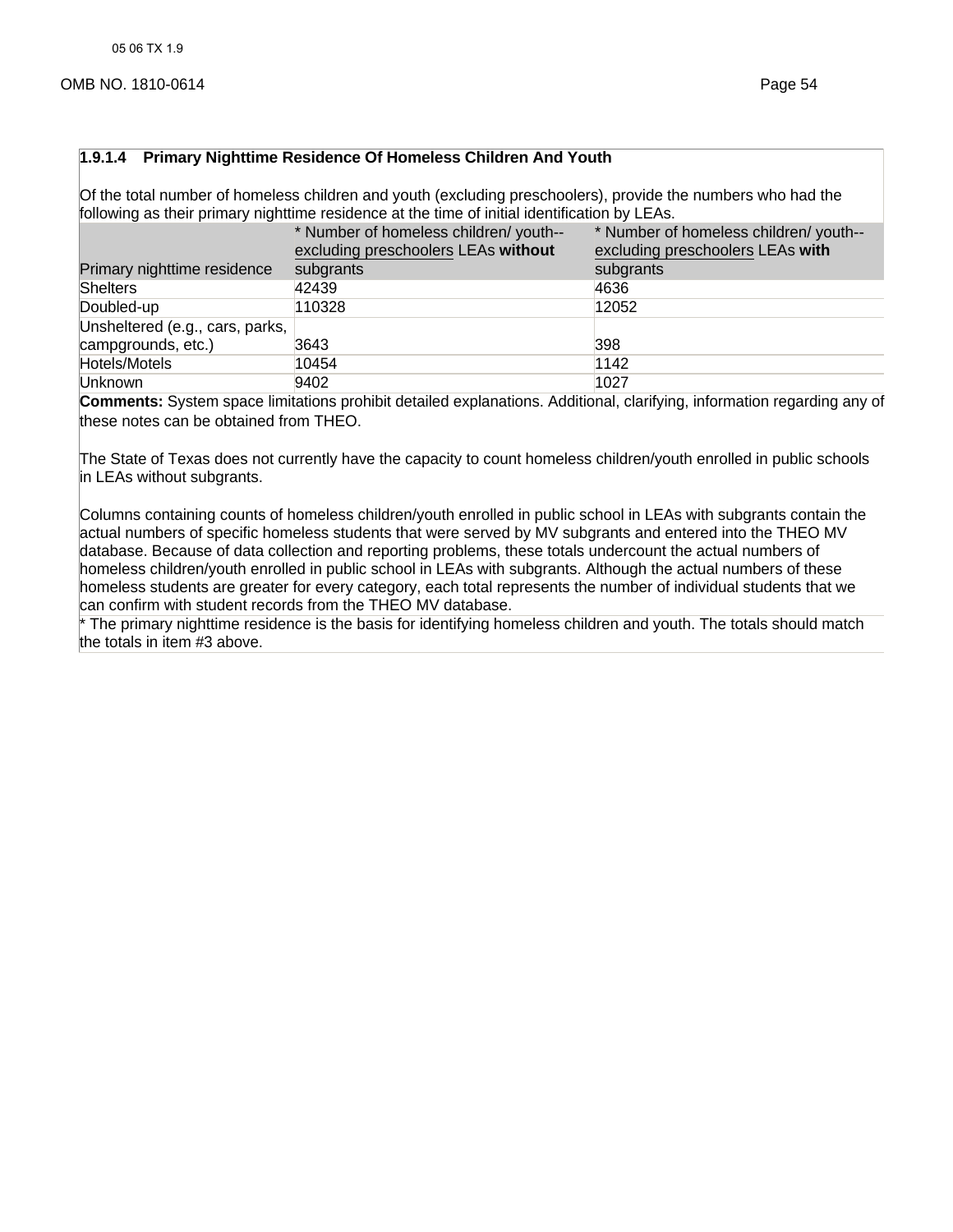### 1.9.1.4 Primary Nighttime Residence Of Homeless Children And Youth

Of the total number of homeless children and youth (excluding preschoolers), provide the numbers who had the following as their primary nighttime residence at the time of initial identification by LEAs.

| Primary nighttime residence | * Number of homeless children/ youth--excluding preschoolers LEAs **without** subgrants | * Number of homeless children/ youth--excluding preschoolers LEAs **with** subgrants |
|---|---|---|
| Shelters | 42439 | 4636 |
| Doubled-up | 110328 | 12052 |
| Unsheltered (e.g., cars, parks, campgrounds, etc.) | 3643 | 398 |
| Hotels/Motels | 10454 | 1142 |
| Unknown | 9402 | 1027 |

**Comments:** System space limitations prohibit detailed explanations. Additional, clarifying, information regarding any of these notes can be obtained from THEO.

The State of Texas does not currently have the capacity to count homeless children/youth enrolled in public schools in LEAs without subgrants.

Columns containing counts of homeless children/youth enrolled in public school in LEAs with subgrants contain the actual numbers of specific homeless students that were served by MV subgrants and entered into the THEO MV database. Because of data collection and reporting problems, these totals undercount the actual numbers of homeless children/youth enrolled in public school in LEAs with subgrants. Although the actual numbers of these homeless students are greater for every category, each total represents the number of individual students that we can confirm with student records from the THEO MV database.

* The primary nighttime residence is the basis for identifying homeless children and youth. The totals should match the totals in item #3 above.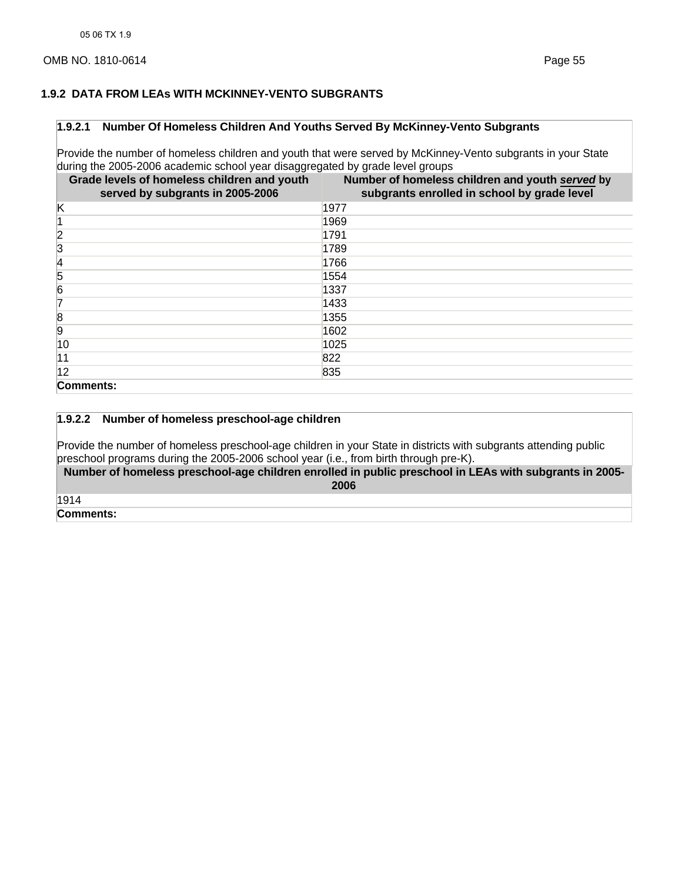## 1.9.2 DATA FROM LEAs WITH MCKINNEY-VENTO SUBGRANTS

### 1.9.2.1 Number Of Homeless Children And Youths Served By McKinney-Vento Subgrants

Provide the number of homeless children and youth that were served by McKinney-Vento subgrants in your State during the 2005-2006 academic school year disaggregated by grade level groups

| Grade levels of homeless children and youth served by subgrants in 2005-2006 | Number of homeless children and youth ***served*** by subgrants enrolled in school by grade level |
|---|---|
| K | 1977 |
| 1 | 1969 |
| 2 | 1791 |
| 3 | 1789 |
| 4 | 1766 |
| 5 | 1554 |
| 6 | 1337 |
| 7 | 1433 |
| 8 | 1355 |
| 9 | 1602 |
| 10 | 1025 |
| 11 | 822 |
| 12 | 835 |
| **Comments:** | |

### 1.9.2.2 Number of homeless preschool-age children

Provide the number of homeless preschool-age children in your State in districts with subgrants attending public preschool programs during the 2005-2006 school year (i.e., from birth through pre-K).

| Number of homeless preschool-age children enrolled in public preschool in LEAs with subgrants in 2005-2006 |
|---|
| 1914 |
| **Comments:** |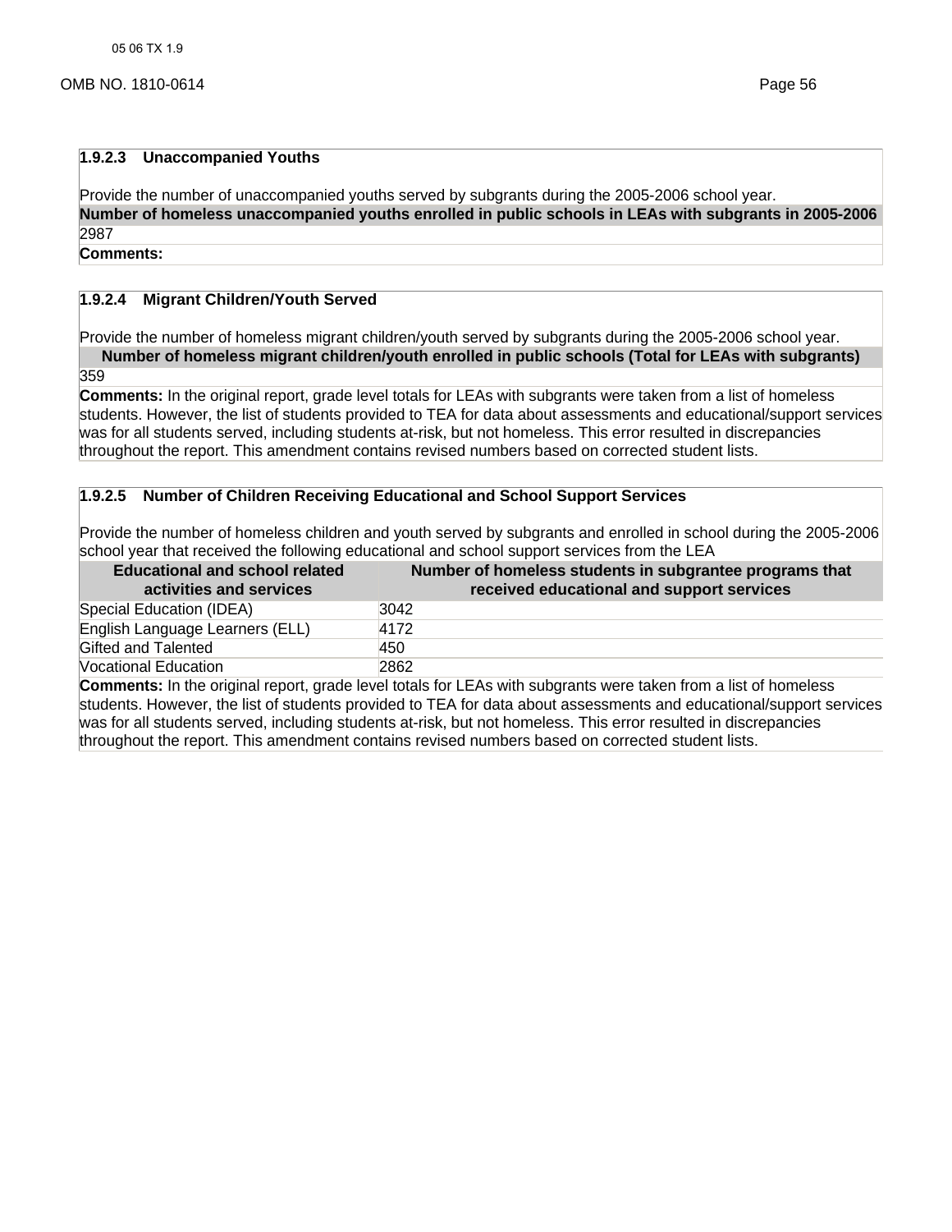### 1.9.2.3 Unaccompanied Youths

Provide the number of unaccompanied youths served by subgrants during the 2005-2006 school year.

| Number of homeless unaccompanied youths enrolled in public schools in LEAs with subgrants in 2005-2006 |
|---|
| 2987 |

**Comments:**

### 1.9.2.4 Migrant Children/Youth Served

Provide the number of homeless migrant children/youth served by subgrants during the 2005-2006 school year.

| Number of homeless migrant children/youth enrolled in public schools (Total for LEAs with subgrants) |
|---|
| 359 |

**Comments:** In the original report, grade level totals for LEAs with subgrants were taken from a list of homeless students. However, the list of students provided to TEA for data about assessments and educational/support services was for all students served, including students at-risk, but not homeless. This error resulted in discrepancies throughout the report. This amendment contains revised numbers based on corrected student lists.

### 1.9.2.5 Number of Children Receiving Educational and School Support Services

Provide the number of homeless children and youth served by subgrants and enrolled in school during the 2005-2006 school year that received the following educational and school support services from the LEA

| Educational and school related activities and services | Number of homeless students in subgrantee programs that received educational and support services |
|---|---|
| Special Education (IDEA) | 3042 |
| English Language Learners (ELL) | 4172 |
| Gifted and Talented | 450 |
| Vocational Education | 2862 |

**Comments:** In the original report, grade level totals for LEAs with subgrants were taken from a list of homeless students. However, the list of students provided to TEA for data about assessments and educational/support services was for all students served, including students at-risk, but not homeless. This error resulted in discrepancies throughout the report. This amendment contains revised numbers based on corrected student lists.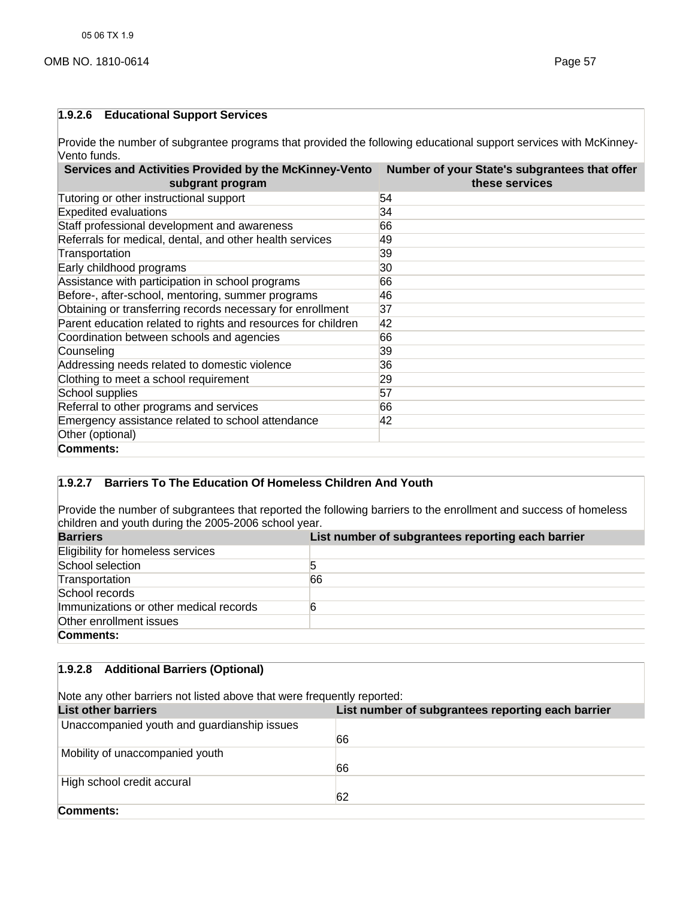### 1.9.2.6 Educational Support Services

Provide the number of subgrantee programs that provided the following educational support services with McKinney-Vento funds.

| Services and Activities Provided by the McKinney-Vento subgrant program | Number of your State's subgrantees that offer these services |
|---|---|
| Tutoring or other instructional support | 54 |
| Expedited evaluations | 34 |
| Staff professional development and awareness | 66 |
| Referrals for medical, dental, and other health services | 49 |
| Transportation | 39 |
| Early childhood programs | 30 |
| Assistance with participation in school programs | 66 |
| Before-, after-school, mentoring, summer programs | 46 |
| Obtaining or transferring records necessary for enrollment | 37 |
| Parent education related to rights and resources for children | 42 |
| Coordination between schools and agencies | 66 |
| Counseling | 39 |
| Addressing needs related to domestic violence | 36 |
| Clothing to meet a school requirement | 29 |
| School supplies | 57 |
| Referral to other programs and services | 66 |
| Emergency assistance related to school attendance | 42 |
| Other (optional) | |

**Comments:**

### 1.9.2.7 Barriers To The Education Of Homeless Children And Youth

Provide the number of subgrantees that reported the following barriers to the enrollment and success of homeless children and youth during the 2005-2006 school year.

| Barriers | List number of subgrantees reporting each barrier |
|---|---|
| Eligibility for homeless services | |
| School selection | 5 |
| Transportation | 66 |
| School records | |
| Immunizations or other medical records | 6 |
| Other enrollment issues | |

**Comments:**

### 1.9.2.8 Additional Barriers (Optional)

Note any other barriers not listed above that were frequently reported:

| List other barriers | List number of subgrantees reporting each barrier |
|---|---|
| Unaccompanied youth and guardianship issues | 66 |
| Mobility of unaccompanied youth | 66 |
| High school credit accural | 62 |

**Comments:**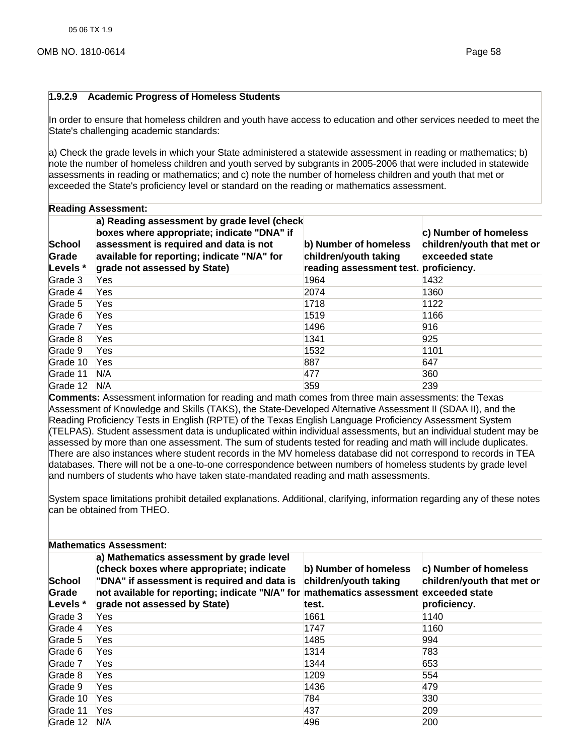### 1.9.2.9 Academic Progress of Homeless Students

In order to ensure that homeless children and youth have access to education and other services needed to meet the State's challenging academic standards:

a) Check the grade levels in which your State administered a statewide assessment in reading or mathematics; b) note the number of homeless children and youth served by subgrants in 2005-2006 that were included in statewide assessments in reading or mathematics; and c) note the number of homeless children and youth that met or exceeded the State's proficiency level or standard on the reading or mathematics assessment.

**Reading Assessment:**

| School Grade Levels * | a) Reading assessment by grade level (check boxes where appropriate; indicate "DNA" if assessment is required and data is not available for reporting; indicate "N/A" for grade not assessed by State) | b) Number of homeless children/youth taking reading assessment test. | c) Number of homeless children/youth that met or exceeded state proficiency. |
|---|---|---|---|
| Grade 3 | Yes | 1964 | 1432 |
| Grade 4 | Yes | 2074 | 1360 |
| Grade 5 | Yes | 1718 | 1122 |
| Grade 6 | Yes | 1519 | 1166 |
| Grade 7 | Yes | 1496 | 916 |
| Grade 8 | Yes | 1341 | 925 |
| Grade 9 | Yes | 1532 | 1101 |
| Grade 10 | Yes | 887 | 647 |
| Grade 11 | N/A | 477 | 360 |
| Grade 12 | N/A | 359 | 239 |

**Comments:** Assessment information for reading and math comes from three main assessments: the Texas Assessment of Knowledge and Skills (TAKS), the State-Developed Alternative Assessment II (SDAA II), and the Reading Proficiency Tests in English (RPTE) of the Texas English Language Proficiency Assessment System (TELPAS). Student assessment data is unduplicated within individual assessments, but an individual student may be assessed by more than one assessment. The sum of students tested for reading and math will include duplicates. There are also instances where student records in the MV homeless database did not correspond to records in TEA databases. There will not be a one-to-one correspondence between numbers of homeless students by grade level and numbers of students who have taken state-mandated reading and math assessments.

System space limitations prohibit detailed explanations. Additional, clarifying, information regarding any of these notes can be obtained from THEO.

**Mathematics Assessment:**

| School Grade Levels * | a) Mathematics assessment by grade level (check boxes where appropriate; indicate "DNA" if assessment is required and data is not available for reporting; indicate "N/A" for grade not assessed by State) | b) Number of homeless children/youth taking mathematics assessment test. | c) Number of homeless children/youth that met or exceeded state proficiency. |
|---|---|---|---|
| Grade 3 | Yes | 1661 | 1140 |
| Grade 4 | Yes | 1747 | 1160 |
| Grade 5 | Yes | 1485 | 994 |
| Grade 6 | Yes | 1314 | 783 |
| Grade 7 | Yes | 1344 | 653 |
| Grade 8 | Yes | 1209 | 554 |
| Grade 9 | Yes | 1436 | 479 |
| Grade 10 | Yes | 784 | 330 |
| Grade 11 | Yes | 437 | 209 |
| Grade 12 | N/A | 496 | 200 |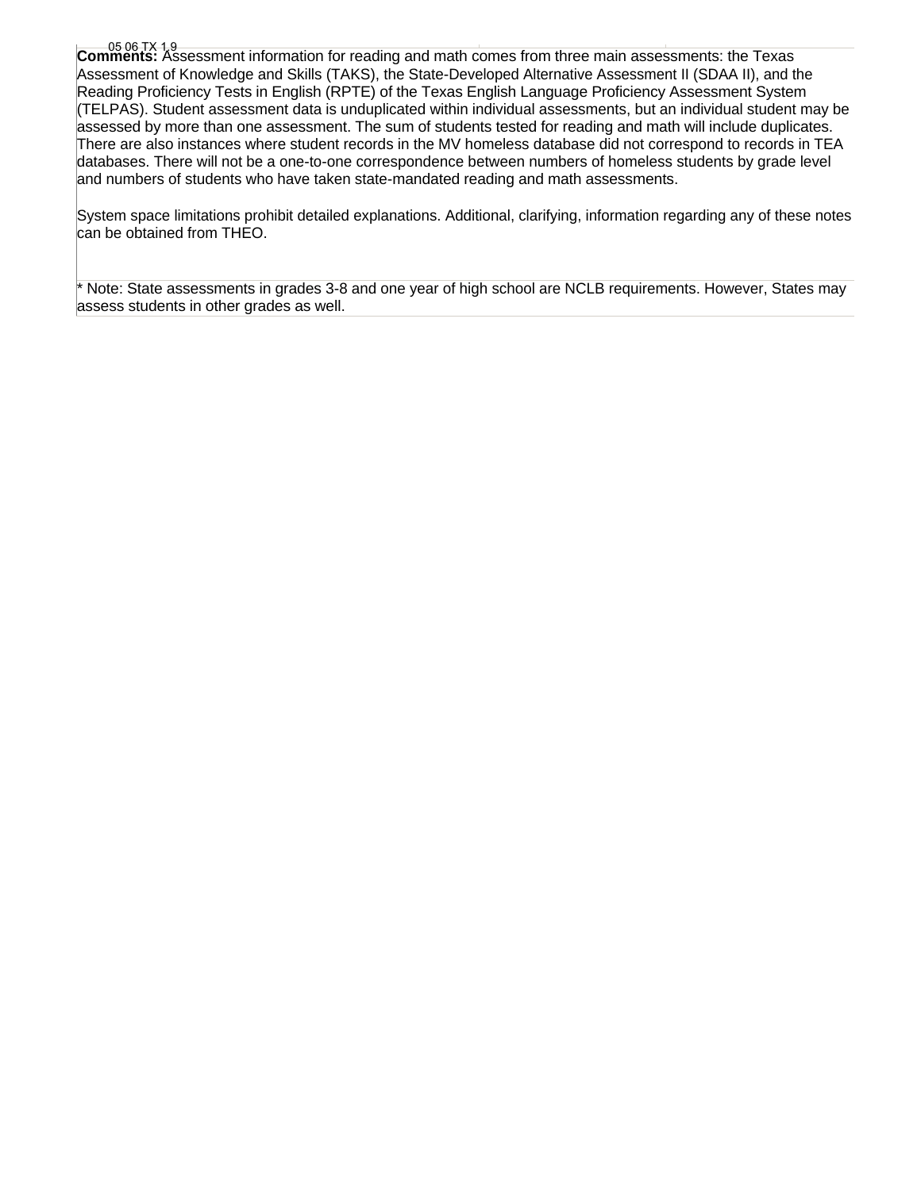**Comments:** Assessment information for reading and math comes from three main assessments: the Texas Assessment of Knowledge and Skills (TAKS), the State-Developed Alternative Assessment II (SDAA II), and the Reading Proficiency Tests in English (RPTE) of the Texas English Language Proficiency Assessment System (TELPAS). Student assessment data is unduplicated within individual assessments, but an individual student may be assessed by more than one assessment. The sum of students tested for reading and math will include duplicates. There are also instances where student records in the MV homeless database did not correspond to records in TEA databases. There will not be a one-to-one correspondence between numbers of homeless students by grade level and numbers of students who have taken state-mandated reading and math assessments.

System space limitations prohibit detailed explanations. Additional, clarifying, information regarding any of these notes can be obtained from THEO.

* Note: State assessments in grades 3-8 and one year of high school are NCLB requirements. However, States may assess students in other grades as well.